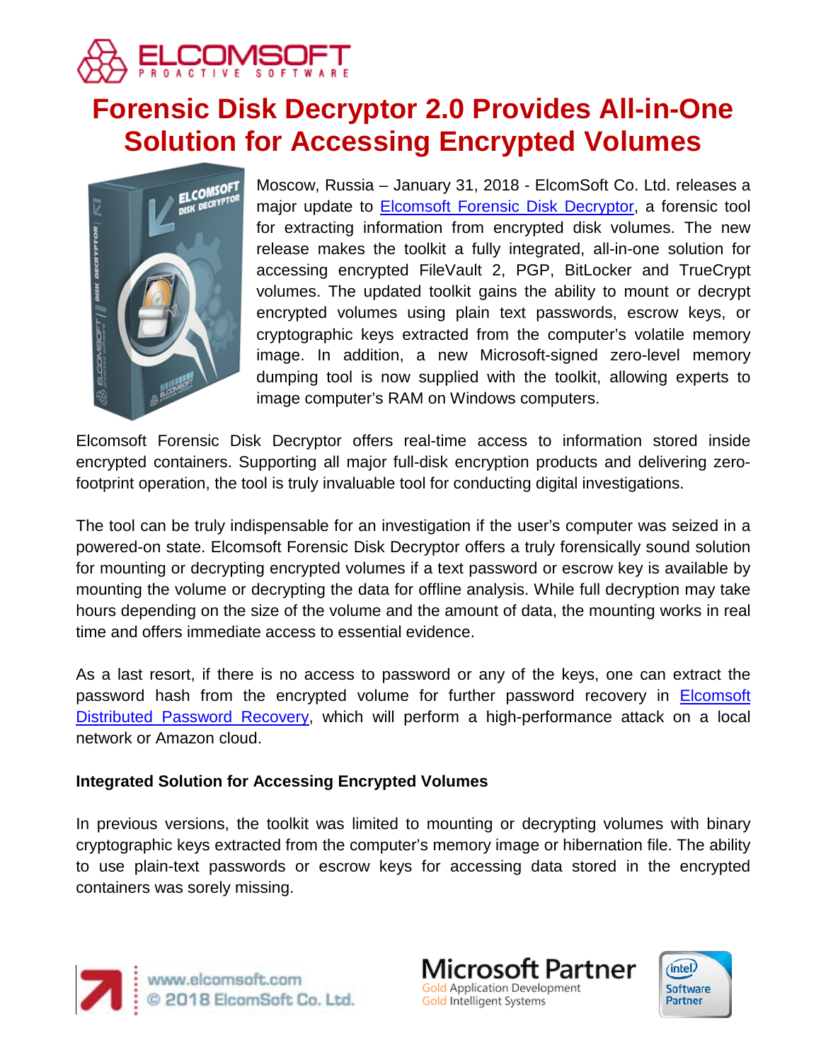# Forensic Disk Decryptor 2.0 Provides All-in-One Solution for Accessing Encrypted Volumes

Moscow, Russia – January 31, 2018 - ElcomSoft Co. Ltd. releases a major update to Elcomsoft Forensic Disk Decryptor, a forensic tool for extracting information from encrypted disk volumes. The new release makes the toolkit a fully integrated, all-in-one solution for accessing encrypted FileVault 2, PGP, BitLocker and TrueCrypt volumes. The updated toolkit gains the ability to mount or decrypt encrypted volumes using plain text passwords, escrow keys, or cryptographic keys extracted from the computer's volatile memory image. In addition, a new Microsoft-signed zero-level memory dumping tool is now supplied with the toolkit, allowing experts to image computer's RAM on Windows computers.

Elcomsoft Forensic Disk Decryptor offers real-time access to information stored inside encrypted containers. Supporting all major full-disk encryption products and delivering zero-footprint operation, the tool is truly invaluable tool for conducting digital investigations.

The tool can be truly indispensable for an investigation if the user's computer was seized in a powered-on state. Elcomsoft Forensic Disk Decryptor offers a truly forensically sound solution for mounting or decrypting encrypted volumes if a text password or escrow key is available by mounting the volume or decrypting the data for offline analysis. While full decryption may take hours depending on the size of the volume and the amount of data, the mounting works in real time and offers immediate access to essential evidence.

As a last resort, if there is no access to password or any of the keys, one can extract the password hash from the encrypted volume for further password recovery in Elcomsoft Distributed Password Recovery, which will perform a high-performance attack on a local network or Amazon cloud.

**Integrated Solution for Accessing Encrypted Volumes**

In previous versions, the toolkit was limited to mounting or decrypting volumes with binary cryptographic keys extracted from the computer's memory image or hibernation file. The ability to use plain-text passwords or escrow keys for accessing data stored in the encrypted containers was sorely missing.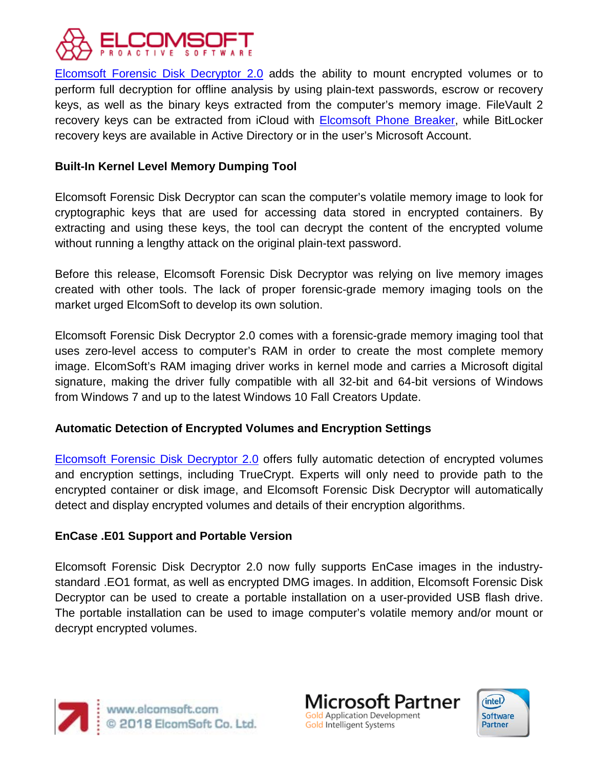Elcomsoft Forensic Disk Decryptor 2.0 adds the ability to mount encrypted volumes or to perform full decryption for offline analysis by using plain-text passwords, escrow or recovery keys, as well as the binary keys extracted from the computer's memory image. FileVault 2 recovery keys can be extracted from iCloud with Elcomsoft Phone Breaker, while BitLocker recovery keys are available in Active Directory or in the user's Microsoft Account.

**Built-In Kernel Level Memory Dumping Tool**

Elcomsoft Forensic Disk Decryptor can scan the computer's volatile memory image to look for cryptographic keys that are used for accessing data stored in encrypted containers. By extracting and using these keys, the tool can decrypt the content of the encrypted volume without running a lengthy attack on the original plain-text password.

Before this release, Elcomsoft Forensic Disk Decryptor was relying on live memory images created with other tools. The lack of proper forensic-grade memory imaging tools on the market urged ElcomSoft to develop its own solution.

Elcomsoft Forensic Disk Decryptor 2.0 comes with a forensic-grade memory imaging tool that uses zero-level access to computer's RAM in order to create the most complete memory image. ElcomSoft's RAM imaging driver works in kernel mode and carries a Microsoft digital signature, making the driver fully compatible with all 32-bit and 64-bit versions of Windows from Windows 7 and up to the latest Windows 10 Fall Creators Update.

**Automatic Detection of Encrypted Volumes and Encryption Settings**

Elcomsoft Forensic Disk Decryptor 2.0 offers fully automatic detection of encrypted volumes and encryption settings, including TrueCrypt. Experts will only need to provide path to the encrypted container or disk image, and Elcomsoft Forensic Disk Decryptor will automatically detect and display encrypted volumes and details of their encryption algorithms.

**EnCase .E01 Support and Portable Version**

Elcomsoft Forensic Disk Decryptor 2.0 now fully supports EnCase images in the industry-standard .EO1 format, as well as encrypted DMG images. In addition, Elcomsoft Forensic Disk Decryptor can be used to create a portable installation on a user-provided USB flash drive. The portable installation can be used to image computer's volatile memory and/or mount or decrypt encrypted volumes.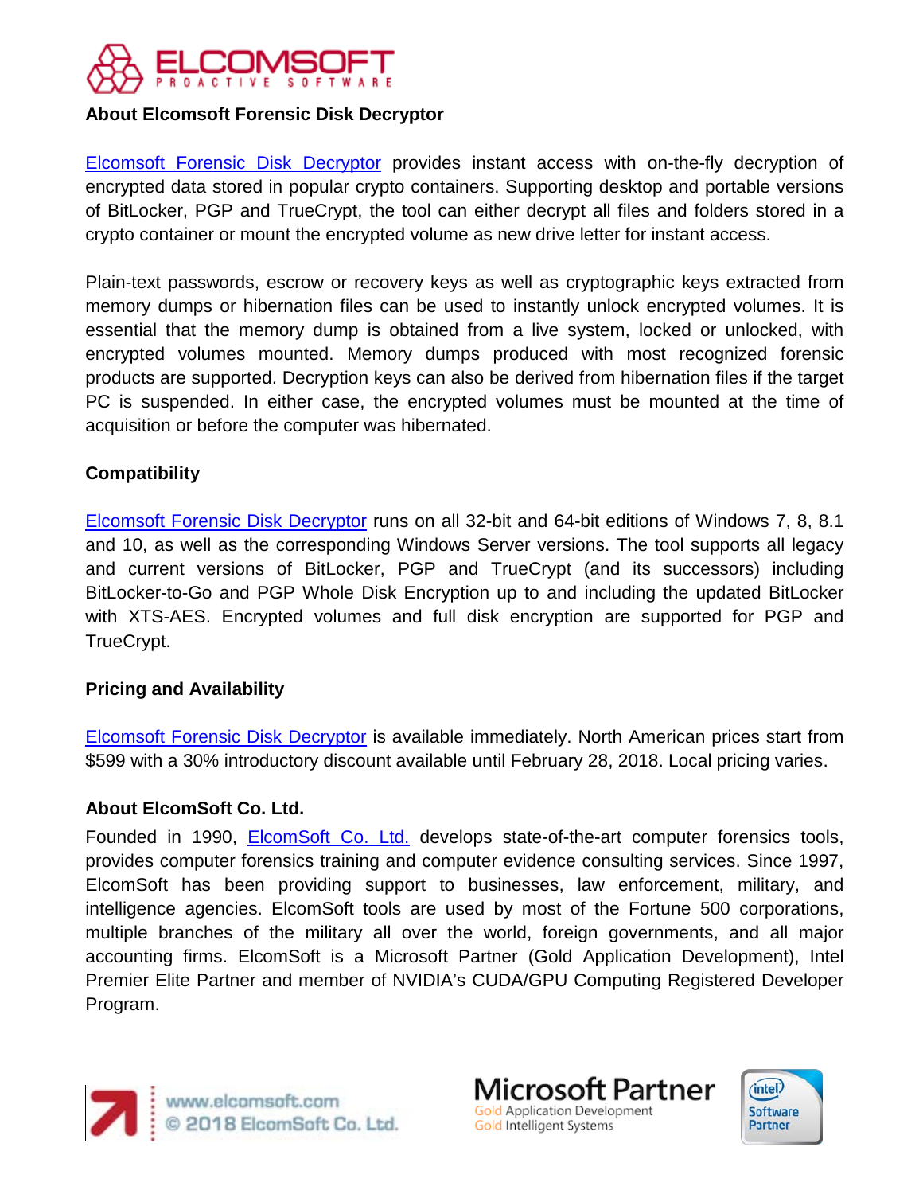## About Elcomsoft Forensic Disk Decryptor

Elcomsoft Forensic Disk Decryptor provides instant access with on-the-fly decryption of encrypted data stored in popular crypto containers. Supporting desktop and portable versions of BitLocker, PGP and TrueCrypt, the tool can either decrypt all files and folders stored in a crypto container or mount the encrypted volume as new drive letter for instant access.

Plain-text passwords, escrow or recovery keys as well as cryptographic keys extracted from memory dumps or hibernation files can be used to instantly unlock encrypted volumes. It is essential that the memory dump is obtained from a live system, locked or unlocked, with encrypted volumes mounted. Memory dumps produced with most recognized forensic products are supported. Decryption keys can also be derived from hibernation files if the target PC is suspended. In either case, the encrypted volumes must be mounted at the time of acquisition or before the computer was hibernated.

## Compatibility

Elcomsoft Forensic Disk Decryptor runs on all 32-bit and 64-bit editions of Windows 7, 8, 8.1 and 10, as well as the corresponding Windows Server versions. The tool supports all legacy and current versions of BitLocker, PGP and TrueCrypt (and its successors) including BitLocker-to-Go and PGP Whole Disk Encryption up to and including the updated BitLocker with XTS-AES. Encrypted volumes and full disk encryption are supported for PGP and TrueCrypt.

## Pricing and Availability

Elcomsoft Forensic Disk Decryptor is available immediately. North American prices start from $599 with a 30% introductory discount available until February 28, 2018. Local pricing varies.

## About ElcomSoft Co. Ltd.

Founded in 1990, ElcomSoft Co. Ltd. develops state-of-the-art computer forensics tools, provides computer forensics training and computer evidence consulting services. Since 1997, ElcomSoft has been providing support to businesses, law enforcement, military, and intelligence agencies. ElcomSoft tools are used by most of the Fortune 500 corporations, multiple branches of the military all over the world, foreign governments, and all major accounting firms. ElcomSoft is a Microsoft Partner (Gold Application Development), Intel Premier Elite Partner and member of NVIDIA's CUDA/GPU Computing Registered Developer Program.

www.elcomsoft.com
© 2018 ElcomSoft Co. Ltd.

Microsoft Partner
Gold Application Development
Gold Intelligent Systems

intel Software Partner